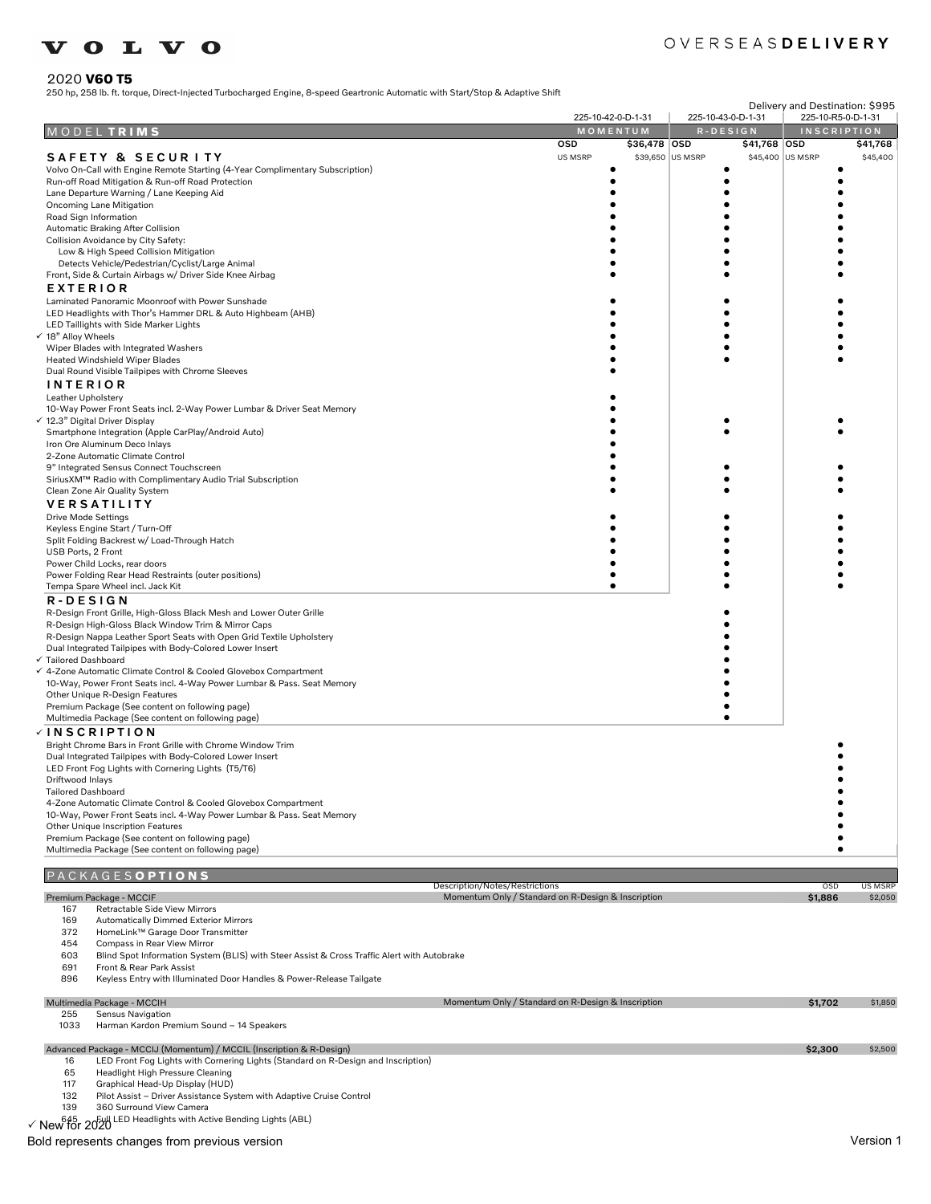VOLVO

OVERSEAS**DELIVERY**

## 2020 **V60 T5**

250 hp, 258 lb. ft. torque, Direct-Injected Turbocharged Engine, 8-speed Geartronic Automatic with Start/Stop & Adaptive Shift

Delivery and Destination: $995

| MODEL **TRIMS** | MOMENTUM | R-DESIGN | INSCRIPTION |
|---|---|---|---|
| | 225-10-42-0-D-1-31 | 225-10-43-0-D-1-31 | 225-10-R5-0-D-1-31 |
| | OSD $36,478 | OSD $41,768 | OSD $41,768 |
| | US MSRP $39,650 | US MSRP $45,400 | US MSRP $45,400 |
| **SAFETY & SECURITY** | | | |
| Volvo On-Call with Engine Remote Starting (4-Year Complimentary Subscription) | ● | ● | ● |
| Run-off Road Mitigation & Run-off Road Protection | ● | ● | ● |
| Lane Departure Warning / Lane Keeping Aid | ● | ● | ● |
| Oncoming Lane Mitigation | ● | ● | ● |
| Road Sign Information | ● | ● | ● |
| Automatic Braking After Collision | ● | ● | ● |
| Collision Avoidance by City Safety: | ● | ● | ● |
| Low & High Speed Collision Mitigation | ● | ● | ● |
| Detects Vehicle/Pedestrian/Cyclist/Large Animal | ● | ● | ● |
| Front, Side & Curtain Airbags w/ Driver Side Knee Airbag | ● | ● | ● |
| **EXTERIOR** | | | |
| Laminated Panoramic Moonroof with Power Sunshade | ● | ● | ● |
| LED Headlights with Thor's Hammer DRL & Auto Highbeam (AHB) | ● | ● | ● |
| LED Taillights with Side Marker Lights | ● | ● | ● |
| ✓ 18" Alloy Wheels | ● | ● | ● |
| Wiper Blades with Integrated Washers | ● | ● | ● |
| Heated Windshield Wiper Blades | ● | ● | ● |
| Dual Round Visible Tailpipes with Chrome Sleeves | ● | | |
| **INTERIOR** | | | |
| Leather Upholstery | ● | | |
| 10-Way Power Front Seats incl. 2-Way Power Lumbar & Driver Seat Memory | ● | | |
| ✓ 12.3" Digital Driver Display | ● | ● | ● |
| Smartphone Integration (Apple CarPlay/Android Auto) | ● | ● | ● |
| Iron Ore Aluminum Deco Inlays | ● | | |
| 2-Zone Automatic Climate Control | ● | | |
| 9" Integrated Sensus Connect Touchscreen | ● | ● | ● |
| SiriusXM™ Radio with Complimentary Audio Trial Subscription | ● | ● | ● |
| Clean Zone Air Quality System | ● | ● | ● |
| **VERSATILITY** | | | |
| Drive Mode Settings | ● | ● | ● |
| Keyless Engine Start / Turn-Off | ● | ● | ● |
| Split Folding Backrest w/ Load-Through Hatch | ● | ● | ● |
| USB Ports, 2 Front | ● | ● | ● |
| Power Child Locks, rear doors | ● | ● | ● |
| Power Folding Rear Head Restraints (outer positions) | ● | ● | ● |
| Tempa Spare Wheel incl. Jack Kit | ● | ● | ● |
| **R-DESIGN** | | | |
| R-Design Front Grille, High-Gloss Black Mesh and Lower Outer Grille | | ● | |
| R-Design High-Gloss Black Window Trim & Mirror Caps | | ● | |
| R-Design Nappa Leather Sport Seats with Open Grid Textile Upholstery | | ● | |
| Dual Integrated Tailpipes with Body-Colored Lower Insert | | ● | |
| ✓ Tailored Dashboard | | ● | |
| ✓ 4-Zone Automatic Climate Control & Cooled Glovebox Compartment | | ● | |
| 10-Way, Power Front Seats incl. 4-Way Power Lumbar & Pass. Seat Memory | | ● | |
| Other Unique R-Design Features | | ● | |
| Premium Package (See content on following page) | | ● | |
| Multimedia Package (See content on following page) | | ● | |
| ✓ **INSCRIPTION** | | | |
| Bright Chrome Bars in Front Grille with Chrome Window Trim | | | ● |
| Dual Integrated Tailpipes with Body-Colored Lower Insert | | | ● |
| LED Front Fog Lights with Cornering Lights (T5/T6) | | | ● |
| Driftwood Inlays | | | ● |
| Tailored Dashboard | | | ● |
| 4-Zone Automatic Climate Control & Cooled Glovebox Compartment | | | ● |
| 10-Way, Power Front Seats incl. 4-Way Power Lumbar & Pass. Seat Memory | | | ● |
| Other Unique Inscription Features | | | ● |
| Premium Package (See content on following page) | | | ● |
| Multimedia Package (See content on following page) | | | ● |

## PACKAGES **OPTIONS**

| | Description/Notes/Restrictions | OSD | US MSRP |
|---|---|---|---|
| **Premium Package - MCCIF** | Momentum Only / Standard on R-Design & Inscription | **$1,886** | $2,050 |
| 167 Retractable Side View Mirrors | | | |
| 169 Automatically Dimmed Exterior Mirrors | | | |
| 372 HomeLink™ Garage Door Transmitter | | | |
| 454 Compass in Rear View Mirror | | | |
| 603 Blind Spot Information System (BLIS) with Steer Assist & Cross Traffic Alert with Autobrake | | | |
| 691 Front & Rear Park Assist | | | |
| 896 Keyless Entry with Illuminated Door Handles & Power-Release Tailgate | | | |
| **Multimedia Package - MCCIH** | Momentum Only / Standard on R-Design & Inscription | **$1,702** | $1,850 |
| 255 Sensus Navigation | | | |
| 1033 Harman Kardon Premium Sound – 14 Speakers | | | |
| **Advanced Package - MCCIJ (Momentum) / MCCIL (Inscription & R-Design)** | | **$2,300** | $2,500 |
| 16 LED Front Fog Lights with Cornering Lights (Standard on R-Design and Inscription) | | | |
| 65 Headlight High Pressure Cleaning | | | |
| 117 Graphical Head-Up Display (HUD) | | | |
| 132 Pilot Assist – Driver Assistance System with Adaptive Cruise Control | | | |
| 139 360 Surround View Camera | | | |
| 645 Full LED Headlights with Active Bending Lights (ABL) | | | |

✓ New for 2020

Bold represents changes from previous version

Version 1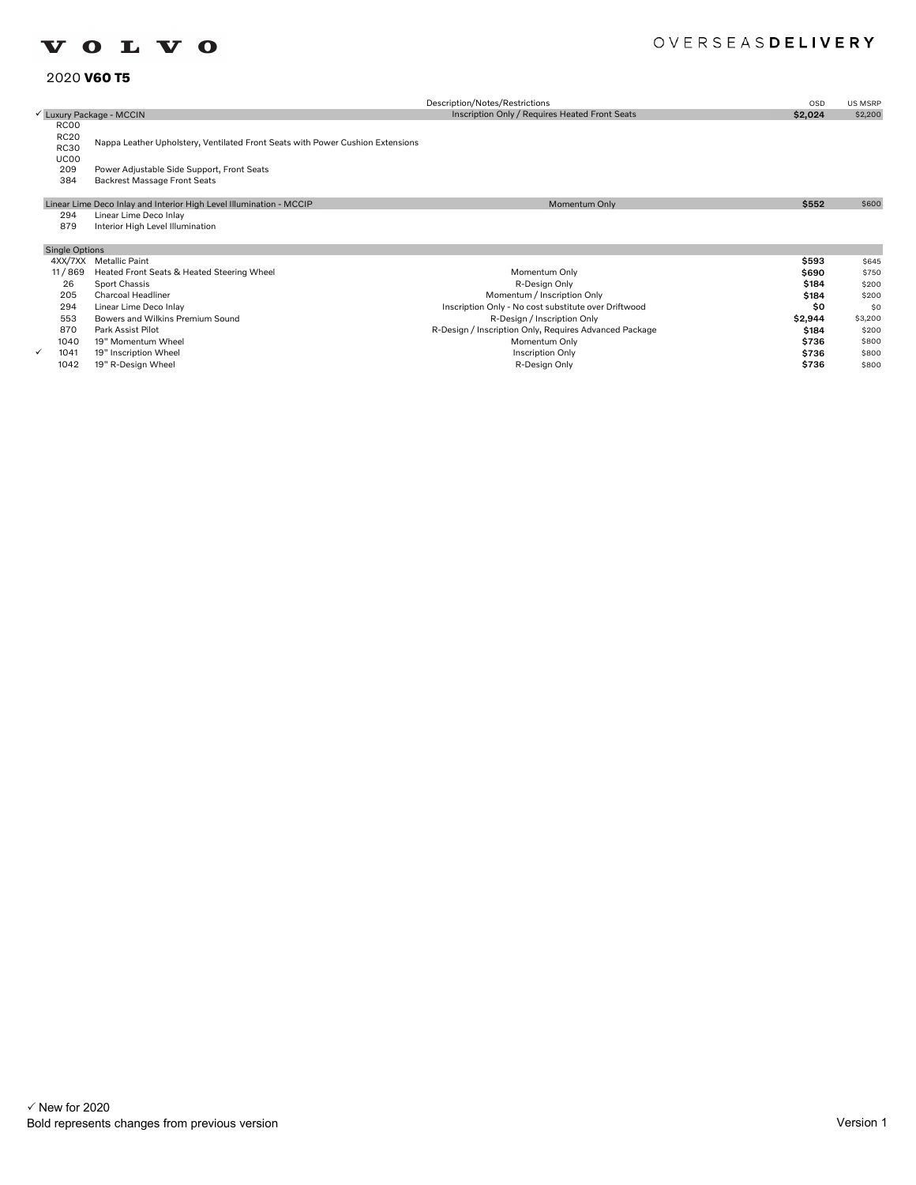VOLVO

OVERSEAS**DELIVERY**

2020 **V60 T5**

| | Code | Option | Description/Notes/Restrictions | OSD | US MSRP |
|---|---|---|---|---|---|
| ✓ | Luxury Package - MCCIN | | Inscription Only / Requires Heated Front Seats | **$2,024** | $2,200 |
| | RC00<br>RC20<br>RC30<br>UC00 | Nappa Leather Upholstery, Ventilated Front Seats with Power Cushion Extensions | | | |
| | 209 | Power Adjustable Side Support, Front Seats | | | |
| | 384 | Backrest Massage Front Seats | | | |
| | Linear Lime Deco Inlay and Interior High Level Illumination - MCCIP | | Momentum Only | **$552** | $600 |
| | 294 | Linear Lime Deco Inlay | | | |
| | 879 | Interior High Level Illumination | | | |
| | Single Options | | | | |
| | 4XX/7XX | Metallic Paint | | **$593** | $645 |
| | 11 / 869 | Heated Front Seats & Heated Steering Wheel | Momentum Only | **$690** | $750 |
| | 26 | Sport Chassis | R-Design Only | **$184** | $200 |
| | 205 | Charcoal Headliner | Momentum / Inscription Only | **$184** | $200 |
| | 294 | Linear Lime Deco Inlay | Inscription Only - No cost substitute over Driftwood | **$0** | $0 |
| | 553 | Bowers and Wilkins Premium Sound | R-Design / Inscription Only | **$2,944** | $3,200 |
| | 870 | Park Assist Pilot | R-Design / Inscription Only, Requires Advanced Package | **$184** | $200 |
| | 1040 | 19" Momentum Wheel | Momentum Only | **$736** | $800 |
| ✓ | 1041 | 19" Inscription Wheel | Inscription Only | **$736** | $800 |
| | 1042 | 19" R-Design Wheel | R-Design Only | **$736** | $800 |

✓ New for 2020
Bold represents changes from previous version

Version 1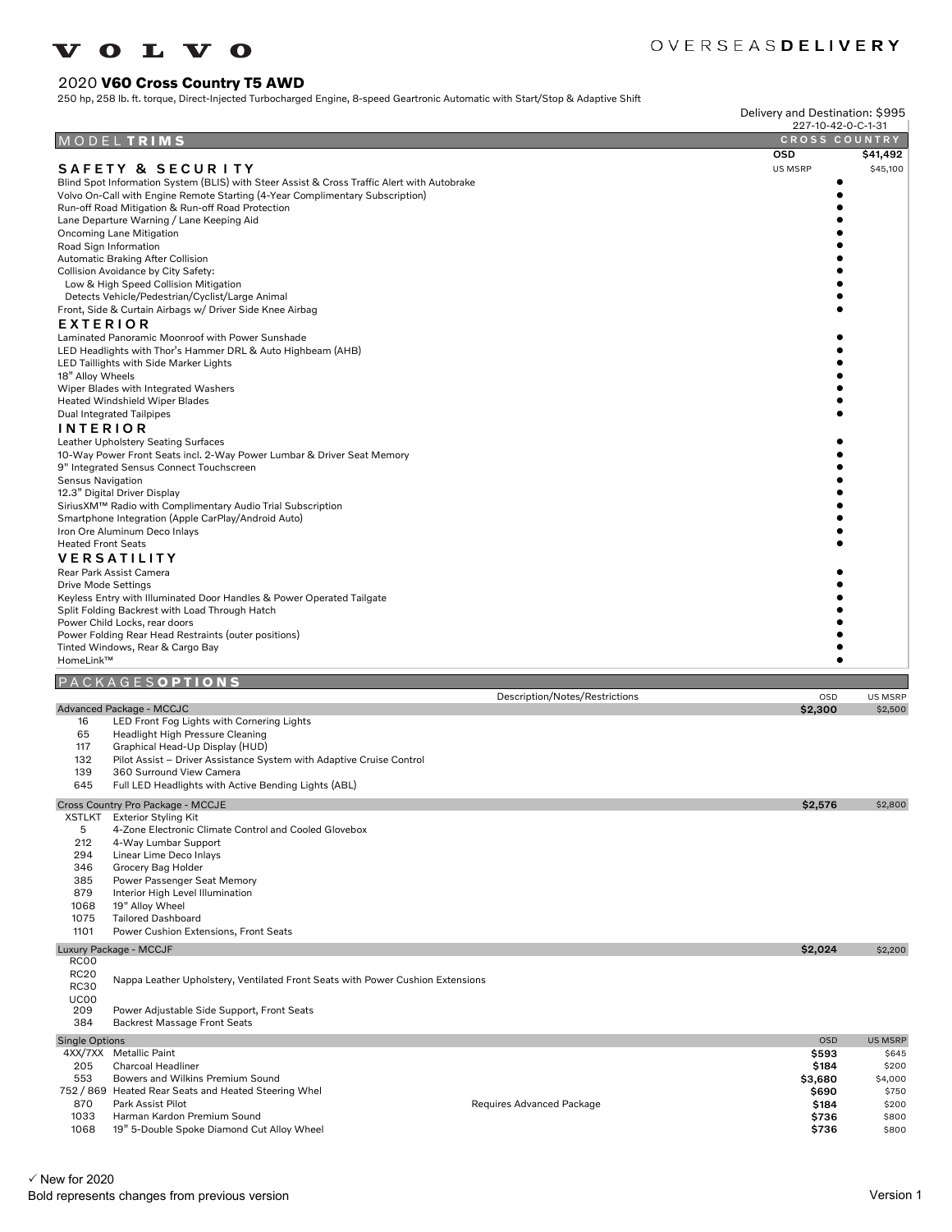VOLVO

OVERSEAS**DELIVERY**

## 2020 **V60 Cross Country T5 AWD**

250 hp, 258 lb. ft. torque, Direct-Injected Turbocharged Engine, 8-speed Geartronic Automatic with Start/Stop & Adaptive Shift

Delivery and Destination: $995

| MODEL **TRIMS** | CROSS COUNTRY | |
|---|---|---|
| | 227-10-42-0-C-1-31 | |
| | **OSD** | **$41,492** |
| **SAFETY & SECURITY** | US MSRP | $45,100 |
| Blind Spot Information System (BLIS) with Steer Assist & Cross Traffic Alert with Autobrake | ● | |
| Volvo On-Call with Engine Remote Starting (4-Year Complimentary Subscription) | ● | |
| Run-off Road Mitigation & Run-off Road Protection | ● | |
| Lane Departure Warning / Lane Keeping Aid | ● | |
| Oncoming Lane Mitigation | ● | |
| Road Sign Information | ● | |
| Automatic Braking After Collision | ● | |
| Collision Avoidance by City Safety: | ● | |
| Low & High Speed Collision Mitigation | ● | |
| Detects Vehicle/Pedestrian/Cyclist/Large Animal | ● | |
| Front, Side & Curtain Airbags w/ Driver Side Knee Airbag | ● | |
| **EXTERIOR** | | |
| Laminated Panoramic Moonroof with Power Sunshade | ● | |
| LED Headlights with Thor's Hammer DRL & Auto Highbeam (AHB) | ● | |
| LED Taillights with Side Marker Lights | ● | |
| 18" Alloy Wheels | ● | |
| Wiper Blades with Integrated Washers | ● | |
| Heated Windshield Wiper Blades | ● | |
| Dual Integrated Tailpipes | ● | |
| **INTERIOR** | | |
| Leather Upholstery Seating Surfaces | ● | |
| 10-Way Power Front Seats incl. 2-Way Power Lumbar & Driver Seat Memory | ● | |
| 9" Integrated Sensus Connect Touchscreen | ● | |
| Sensus Navigation | ● | |
| 12.3" Digital Driver Display | ● | |
| SiriusXM™ Radio with Complimentary Audio Trial Subscription | ● | |
| Smartphone Integration (Apple CarPlay/Android Auto) | ● | |
| Iron Ore Aluminum Deco Inlays | ● | |
| Heated Front Seats | ● | |
| **VERSATILITY** | | |
| Rear Park Assist Camera | ● | |
| Drive Mode Settings | ● | |
| Keyless Entry with Illuminated Door Handles & Power Operated Tailgate | ● | |
| Split Folding Backrest with Load Through Hatch | ● | |
| Power Child Locks, rear doors | ● | |
| Power Folding Rear Head Restraints (outer positions) | ● | |
| Tinted Windows, Rear & Cargo Bay | ● | |
| HomeLink™ | ● | |

| PACKAGES **OPTIONS** | | Description/Notes/Restrictions | OSD | US MSRP |
|---|---|---|---|---|
| **Advanced Package - MCCJC** | | | **$2,300** | $2,500 |
| 16 | LED Front Fog Lights with Cornering Lights | | | |
| 65 | Headlight High Pressure Cleaning | | | |
| 117 | Graphical Head-Up Display (HUD) | | | |
| 132 | Pilot Assist – Driver Assistance System with Adaptive Cruise Control | | | |
| 139 | 360 Surround View Camera | | | |
| 645 | Full LED Headlights with Active Bending Lights (ABL) | | | |
| **Cross Country Pro Package - MCCJE** | | | **$2,576** | $2,800 |
| XSTLKT | Exterior Styling Kit | | | |
| 5 | 4-Zone Electronic Climate Control and Cooled Glovebox | | | |
| 212 | 4-Way Lumbar Support | | | |
| 294 | Linear Lime Deco Inlays | | | |
| 346 | Grocery Bag Holder | | | |
| 385 | Power Passenger Seat Memory | | | |
| 879 | Interior High Level Illumination | | | |
| 1068 | 19" Alloy Wheel | | | |
| 1075 | Tailored Dashboard | | | |
| 1101 | Power Cushion Extensions, Front Seats | | | |
| **Luxury Package - MCCJF** | | | **$2,024** | $2,200 |
| RC00 / RC20 / RC30 / UC00 | Nappa Leather Upholstery, Ventilated Front Seats with Power Cushion Extensions | | | |
| 209 | Power Adjustable Side Support, Front Seats | | | |
| 384 | Backrest Massage Front Seats | | | |
| **Single Options** | | | OSD | US MSRP |
| 4XX/7XX | Metallic Paint | | **$593** | $645 |
| 205 | Charcoal Headliner | | **$184** | $200 |
| 553 | Bowers and Wilkins Premium Sound | | **$3,680** | $4,000 |
| 752 / 869 | Heated Rear Seats and Heated Steering Whel | | **$690** | $750 |
| 870 | Park Assist Pilot | Requires Advanced Package | **$184** | $200 |
| 1033 | Harman Kardon Premium Sound | | **$736** | $800 |
| 1068 | 19" 5-Double Spoke Diamond Cut Alloy Wheel | | **$736** | $800 |

✓ New for 2020

Bold represents changes from previous version

Version 1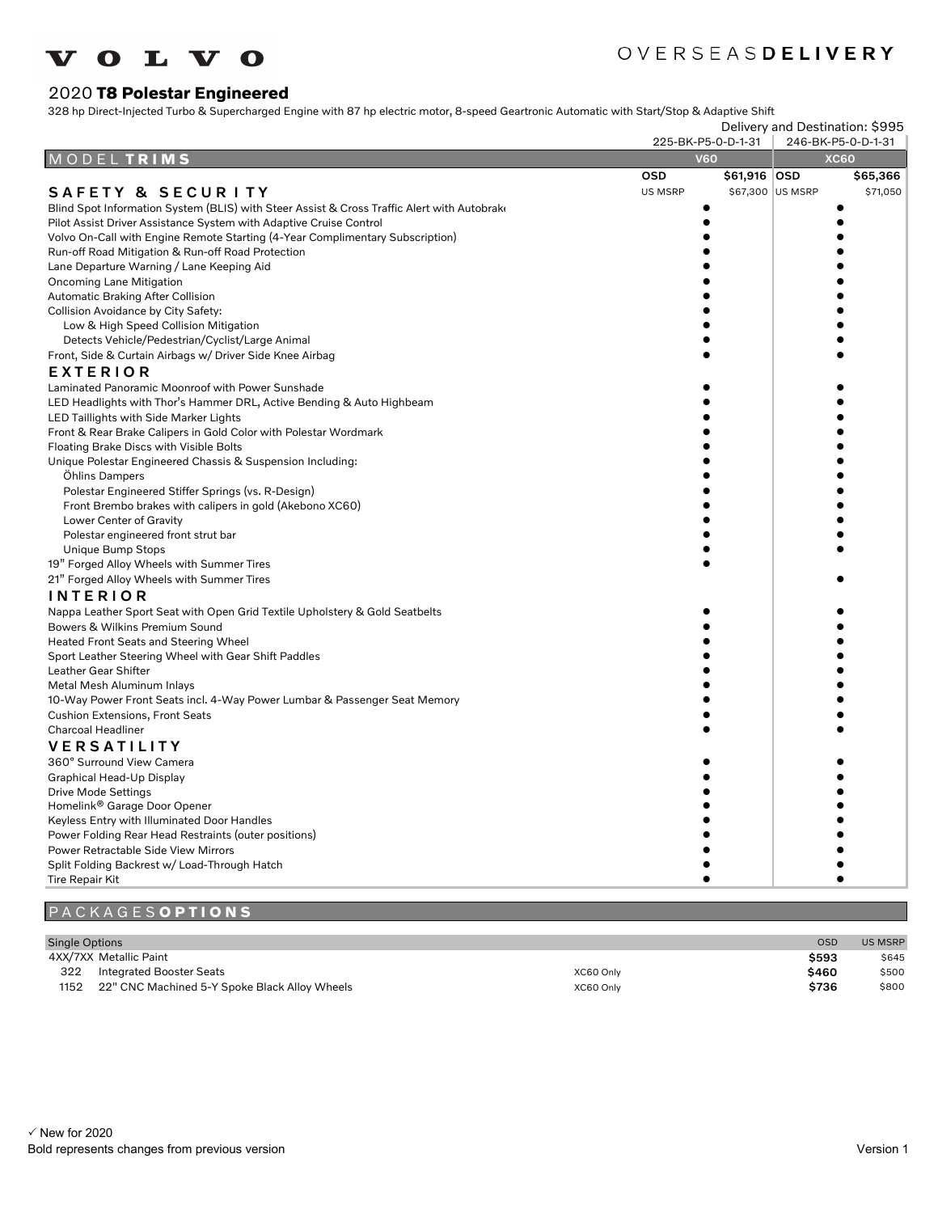VOLVO

OVERSEAS**DELIVERY**

## 2020 **T8 Polestar Engineered**

328 hp Direct-Injected Turbo & Supercharged Engine with 87 hp electric motor, 8-speed Geartronic Automatic with Start/Stop & Adaptive Shift

Delivery and Destination: $995

| | 225-BK-P5-0-D-1-31 | | 246-BK-P5-0-D-1-31 | |
|---|---|---|---|---|
| MODEL **TRIMS** | **V60** | | **XC60** | |
| | **OSD** | **$61,916** | **OSD** | **$65,366** |
| **SAFETY & SECURITY** | US MSRP | $67,300 | US MSRP | $71,050 |
| Blind Spot Information System (BLIS) with Steer Assist & Cross Traffic Alert with Autobrake | ● | | ● | |
| Pilot Assist Driver Assistance System with Adaptive Cruise Control | ● | | ● | |
| Volvo On-Call with Engine Remote Starting (4-Year Complimentary Subscription) | ● | | ● | |
| Run-off Road Mitigation & Run-off Road Protection | ● | | ● | |
| Lane Departure Warning / Lane Keeping Aid | ● | | ● | |
| Oncoming Lane Mitigation | ● | | ● | |
| Automatic Braking After Collision | ● | | ● | |
| Collision Avoidance by City Safety: | ● | | ● | |
| Low & High Speed Collision Mitigation | ● | | ● | |
| Detects Vehicle/Pedestrian/Cyclist/Large Animal | ● | | ● | |
| Front, Side & Curtain Airbags w/ Driver Side Knee Airbag | ● | | ● | |
| **EXTERIOR** | | | | |
| Laminated Panoramic Moonroof with Power Sunshade | ● | | ● | |
| LED Headlights with Thor's Hammer DRL, Active Bending & Auto Highbeam | ● | | ● | |
| LED Taillights with Side Marker Lights | ● | | ● | |
| Front & Rear Brake Calipers in Gold Color with Polestar Wordmark | ● | | ● | |
| Floating Brake Discs with Visible Bolts | ● | | ● | |
| Unique Polestar Engineered Chassis & Suspension Including: | ● | | ● | |
| Öhlins Dampers | ● | | ● | |
| Polestar Engineered Stiffer Springs (vs. R-Design) | ● | | ● | |
| Front Brembo brakes with calipers in gold (Akebono XC60) | ● | | ● | |
| Lower Center of Gravity | ● | | ● | |
| Polestar engineered front strut bar | ● | | ● | |
| Unique Bump Stops | ● | | ● | |
| 19" Forged Alloy Wheels with Summer Tires | ● | | | |
| 21" Forged Alloy Wheels with Summer Tires | | | ● | |
| **INTERIOR** | | | | |
| Nappa Leather Sport Seat with Open Grid Textile Upholstery & Gold Seatbelts | ● | | ● | |
| Bowers & Wilkins Premium Sound | ● | | ● | |
| Heated Front Seats and Steering Wheel | ● | | ● | |
| Sport Leather Steering Wheel with Gear Shift Paddles | ● | | ● | |
| Leather Gear Shifter | ● | | ● | |
| Metal Mesh Aluminum Inlays | ● | | ● | |
| 10-Way Power Front Seats incl. 4-Way Power Lumbar & Passenger Seat Memory | ● | | ● | |
| Cushion Extensions, Front Seats | ● | | ● | |
| Charcoal Headliner | ● | | ● | |
| **VERSATILITY** | | | | |
| 360° Surround View Camera | ● | | ● | |
| Graphical Head-Up Display | ● | | ● | |
| Drive Mode Settings | ● | | ● | |
| Homelink® Garage Door Opener | ● | | ● | |
| Keyless Entry with Illuminated Door Handles | ● | | ● | |
| Power Folding Rear Head Restraints (outer positions) | ● | | ● | |
| Power Retractable Side View Mirrors | ● | | ● | |
| Split Folding Backrest w/ Load-Through Hatch | ● | | ● | |
| Tire Repair Kit | ● | | ● | |

PACKAGES **OPTIONS**

| Single Options | | | OSD | US MSRP |
|---|---|---|---|---|
| 4XX/7XX | Metallic Paint | | **$593** | $645 |
| 322 | Integrated Booster Seats | XC60 Only | **$460** | $500 |
| 1152 | 22" CNC Machined 5-Y Spoke Black Alloy Wheels | XC60 Only | **$736** | $800 |

✓ New for 2020

Bold represents changes from previous version

Version 1